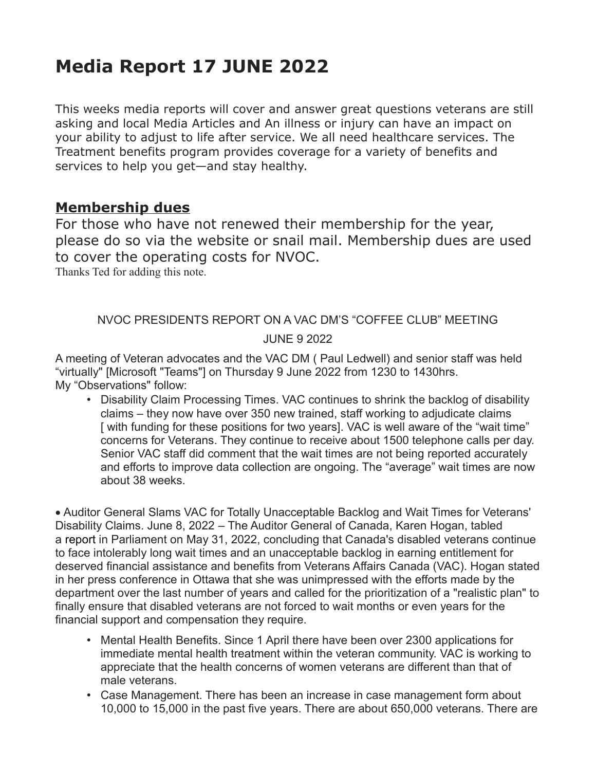# Media Report 17 JUNE 2022

This weeks media reports will cover and answer great questions veterans are still asking and local Media Articles and An illness or injury can have an impact on your ability to adjust to life after service. We all need healthcare services. The Treatment benefits program provides coverage for a variety of benefits and services to help you get—and stay healthy.

## Membership dues

For those who have not renewed their membership for the year, please do so via the website or snail mail. Membership dues are used to cover the operating costs for NVOC.

Thanks Ted for adding this note.

NVOC PRESIDENTS REPORT ON A VAC DM'S "COFFEE CLUB" MEETING

JUNE 9 2022

A meeting of Veteran advocates and the VAC DM ( Paul Ledwell) and senior staff was held "virtually" [Microsoft "Teams"] on Thursday 9 June 2022 from 1230 to 1430hrs.
My "Observations" follow:

- Disability Claim Processing Times. VAC continues to shrink the backlog of disability claims – they now have over 350 new trained, staff working to adjudicate claims [ with funding for these positions for two years]. VAC is well aware of the "wait time" concerns for Veterans. They continue to receive about 1500 telephone calls per day. Senior VAC staff did comment that the wait times are not being reported accurately and efforts to improve data collection are ongoing. The "average" wait times are now about 38 weeks.

- Auditor General Slams VAC for Totally Unacceptable Backlog and Wait Times for Veterans' Disability Claims. June 8, 2022 – The Auditor General of Canada, Karen Hogan, tabled a report in Parliament on May 31, 2022, concluding that Canada's disabled veterans continue to face intolerably long wait times and an unacceptable backlog in earning entitlement for deserved financial assistance and benefits from Veterans Affairs Canada (VAC). Hogan stated in her press conference in Ottawa that she was unimpressed with the efforts made by the department over the last number of years and called for the prioritization of a "realistic plan" to finally ensure that disabled veterans are not forced to wait months or even years for the financial support and compensation they require.

- Mental Health Benefits. Since 1 April there have been over 2300 applications for immediate mental health treatment within the veteran community. VAC is working to appreciate that the health concerns of women veterans are different than that of male veterans.
- Case Management. There has been an increase in case management form about 10,000 to 15,000 in the past five years. There are about 650,000 veterans. There are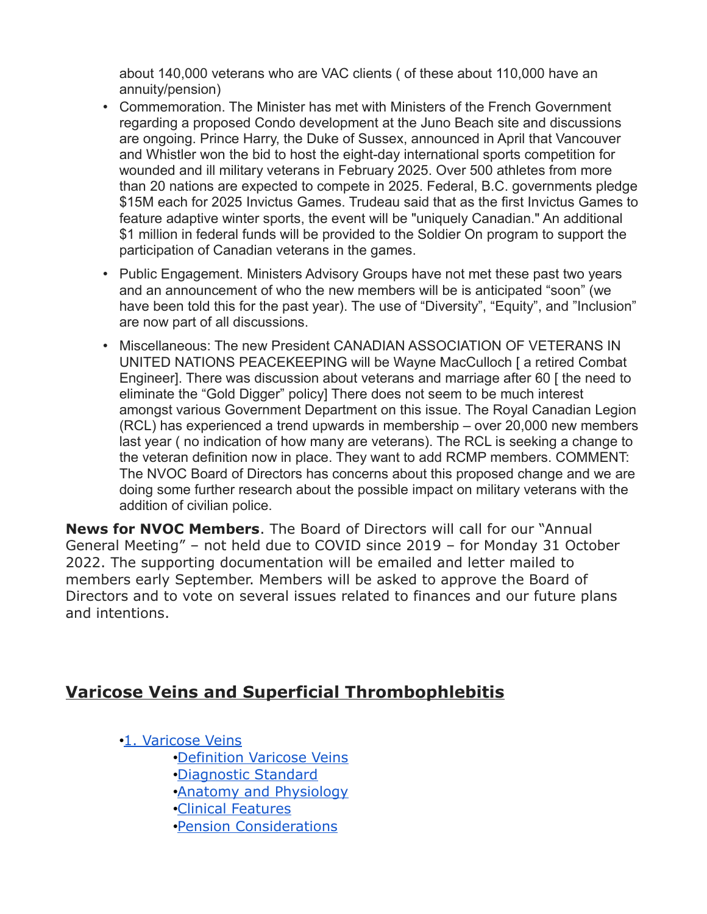about 140,000 veterans who are VAC clients ( of these about 110,000 have an annuity/pension)

- Commemoration. The Minister has met with Ministers of the French Government regarding a proposed Condo development at the Juno Beach site and discussions are ongoing. Prince Harry, the Duke of Sussex, announced in April that Vancouver and Whistler won the bid to host the eight-day international sports competition for wounded and ill military veterans in February 2025. Over 500 athletes from more than 20 nations are expected to compete in 2025. Federal, B.C. governments pledge $15M each for 2025 Invictus Games. Trudeau said that as the first Invictus Games to feature adaptive winter sports, the event will be "uniquely Canadian." An additional $1 million in federal funds will be provided to the Soldier On program to support the participation of Canadian veterans in the games.
- Public Engagement. Ministers Advisory Groups have not met these past two years and an announcement of who the new members will be is anticipated "soon" (we have been told this for the past year). The use of "Diversity", "Equity", and "Inclusion" are now part of all discussions.
- Miscellaneous: The new President CANADIAN ASSOCIATION OF VETERANS IN UNITED NATIONS PEACEKEEPING will be Wayne MacCulloch [ a retired Combat Engineer]. There was discussion about veterans and marriage after 60 [ the need to eliminate the "Gold Digger" policy] There does not seem to be much interest amongst various Government Department on this issue. The Royal Canadian Legion (RCL) has experienced a trend upwards in membership – over 20,000 new members last year ( no indication of how many are veterans). The RCL is seeking a change to the veteran definition now in place. They want to add RCMP members. COMMENT: The NVOC Board of Directors has concerns about this proposed change and we are doing some further research about the possible impact on military veterans with the addition of civilian police.

**News for NVOC Members**. The Board of Directors will call for our "Annual General Meeting" – not held due to COVID since 2019 – for Monday 31 October 2022. The supporting documentation will be emailed and letter mailed to members early September. Members will be asked to approve the Board of Directors and to vote on several issues related to finances and our future plans and intentions.

## Varicose Veins and Superficial Thrombophlebitis

- 1. Varicose Veins
  - Definition Varicose Veins
  - Diagnostic Standard
  - Anatomy and Physiology
  - Clinical Features
  - Pension Considerations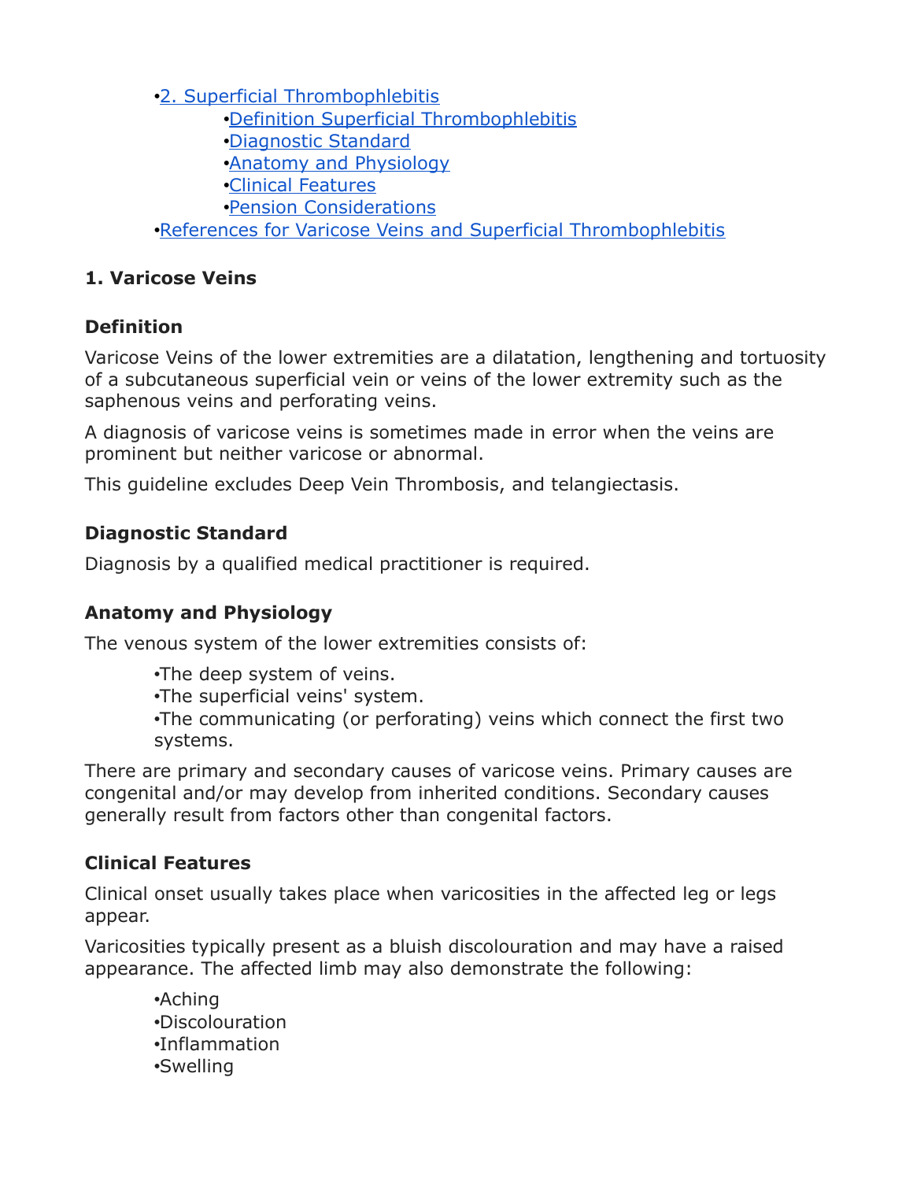- [2. Superficial Thrombophlebitis]()
  - [Definition Superficial Thrombophlebitis]()
  - [Diagnostic Standard]()
  - [Anatomy and Physiology]()
  - [Clinical Features]()
  - [Pension Considerations]()
- [References for Varicose Veins and Superficial Thrombophlebitis]()

### 1. Varicose Veins

#### Definition

Varicose Veins of the lower extremities are a dilatation, lengthening and tortuosity of a subcutaneous superficial vein or veins of the lower extremity such as the saphenous veins and perforating veins.

A diagnosis of varicose veins is sometimes made in error when the veins are prominent but neither varicose or abnormal.

This guideline excludes Deep Vein Thrombosis, and telangiectasis.

#### Diagnostic Standard

Diagnosis by a qualified medical practitioner is required.

#### Anatomy and Physiology

The venous system of the lower extremities consists of:

- The deep system of veins.
- The superficial veins' system.
- The communicating (or perforating) veins which connect the first two systems.

There are primary and secondary causes of varicose veins. Primary causes are congenital and/or may develop from inherited conditions. Secondary causes generally result from factors other than congenital factors.

#### Clinical Features

Clinical onset usually takes place when varicosities in the affected leg or legs appear.

Varicosities typically present as a bluish discolouration and may have a raised appearance. The affected limb may also demonstrate the following:

- Aching
- Discolouration
- Inflammation
- Swelling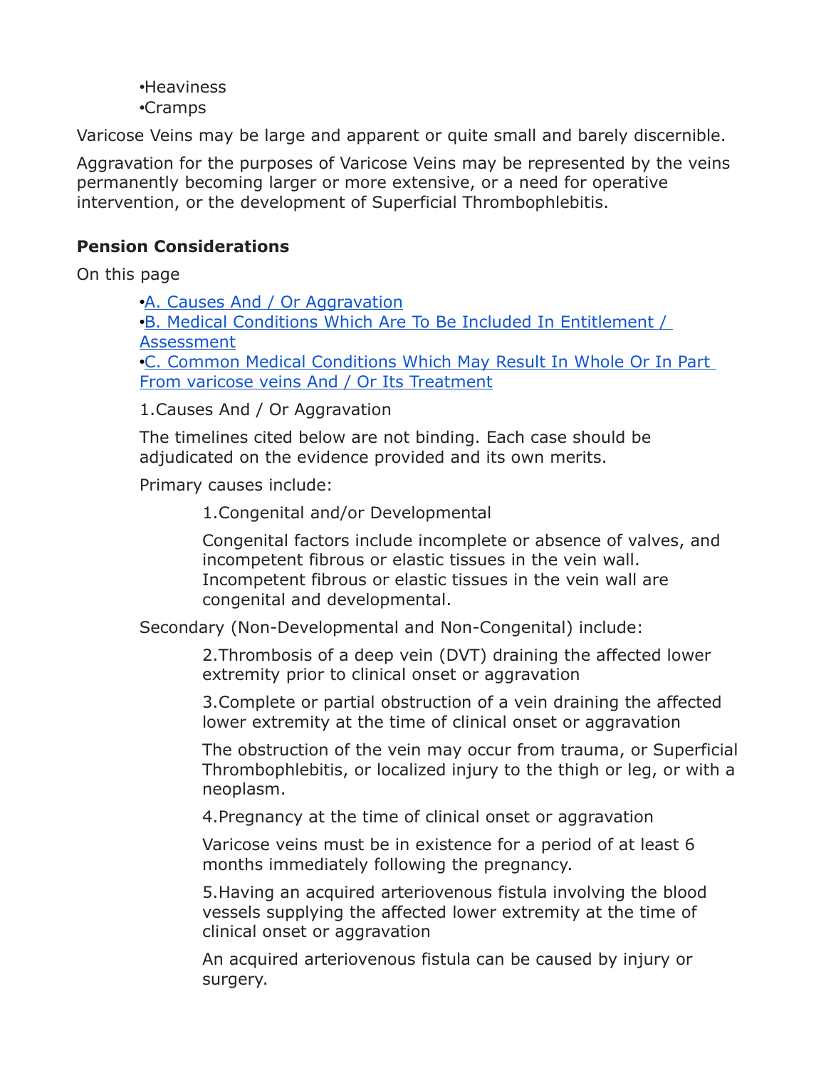- Heaviness
- Cramps

Varicose Veins may be large and apparent or quite small and barely discernible.

Aggravation for the purposes of Varicose Veins may be represented by the veins permanently becoming larger or more extensive, or a need for operative intervention, or the development of Superficial Thrombophlebitis.

**Pension Considerations**

On this page

- A. Causes And / Or Aggravation
- B. Medical Conditions Which Are To Be Included In Entitlement / Assessment
- C. Common Medical Conditions Which May Result In Whole Or In Part From varicose veins And / Or Its Treatment

1. Causes And / Or Aggravation

The timelines cited below are not binding. Each case should be adjudicated on the evidence provided and its own merits.

Primary causes include:

1. Congenital and/or Developmental

   Congenital factors include incomplete or absence of valves, and incompetent fibrous or elastic tissues in the vein wall. Incompetent fibrous or elastic tissues in the vein wall are congenital and developmental.

Secondary (Non-Developmental and Non-Congenital) include:

2. Thrombosis of a deep vein (DVT) draining the affected lower extremity prior to clinical onset or aggravation

3. Complete or partial obstruction of a vein draining the affected lower extremity at the time of clinical onset or aggravation

   The obstruction of the vein may occur from trauma, or Superficial Thrombophlebitis, or localized injury to the thigh or leg, or with a neoplasm.

4. Pregnancy at the time of clinical onset or aggravation

   Varicose veins must be in existence for a period of at least 6 months immediately following the pregnancy.

5. Having an acquired arteriovenous fistula involving the blood vessels supplying the affected lower extremity at the time of clinical onset or aggravation

   An acquired arteriovenous fistula can be caused by injury or surgery.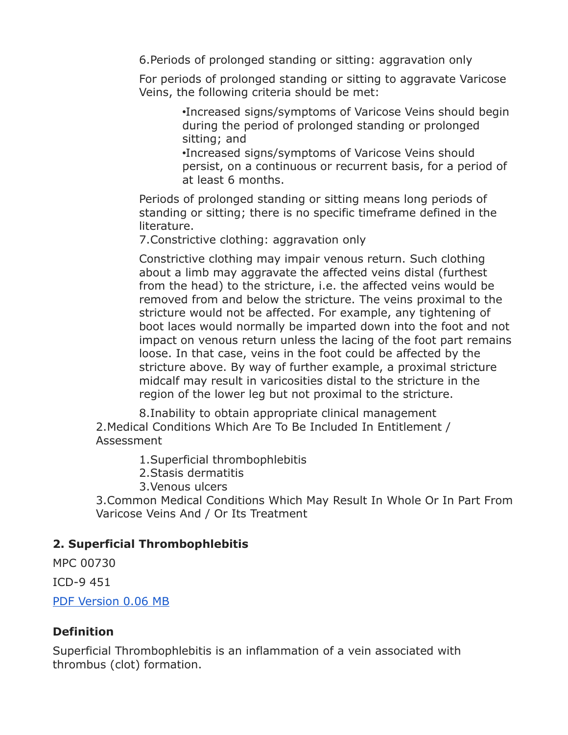6. Periods of prolonged standing or sitting: aggravation only

For periods of prolonged standing or sitting to aggravate Varicose Veins, the following criteria should be met:

- Increased signs/symptoms of Varicose Veins should begin during the period of prolonged standing or prolonged sitting; and
- Increased signs/symptoms of Varicose Veins should persist, on a continuous or recurrent basis, for a period of at least 6 months.

Periods of prolonged standing or sitting means long periods of standing or sitting; there is no specific timeframe defined in the literature.

7. Constrictive clothing: aggravation only

Constrictive clothing may impair venous return. Such clothing about a limb may aggravate the affected veins distal (furthest from the head) to the stricture, i.e. the affected veins would be removed from and below the stricture. The veins proximal to the stricture would not be affected. For example, any tightening of boot laces would normally be imparted down into the foot and not impact on venous return unless the lacing of the foot part remains loose. In that case, veins in the foot could be affected by the stricture above. By way of further example, a proximal stricture midcalf may result in varicosities distal to the stricture in the region of the lower leg but not proximal to the stricture.

8. Inability to obtain appropriate clinical management

2. Medical Conditions Which Are To Be Included In Entitlement / Assessment

1. Superficial thrombophlebitis
2. Stasis dermatitis
3. Venous ulcers

3. Common Medical Conditions Which May Result In Whole Or In Part From Varicose Veins And / Or Its Treatment

## 2. Superficial Thrombophlebitis

MPC 00730

ICD-9 451

PDF Version 0.06 MB

### Definition

Superficial Thrombophlebitis is an inflammation of a vein associated with thrombus (clot) formation.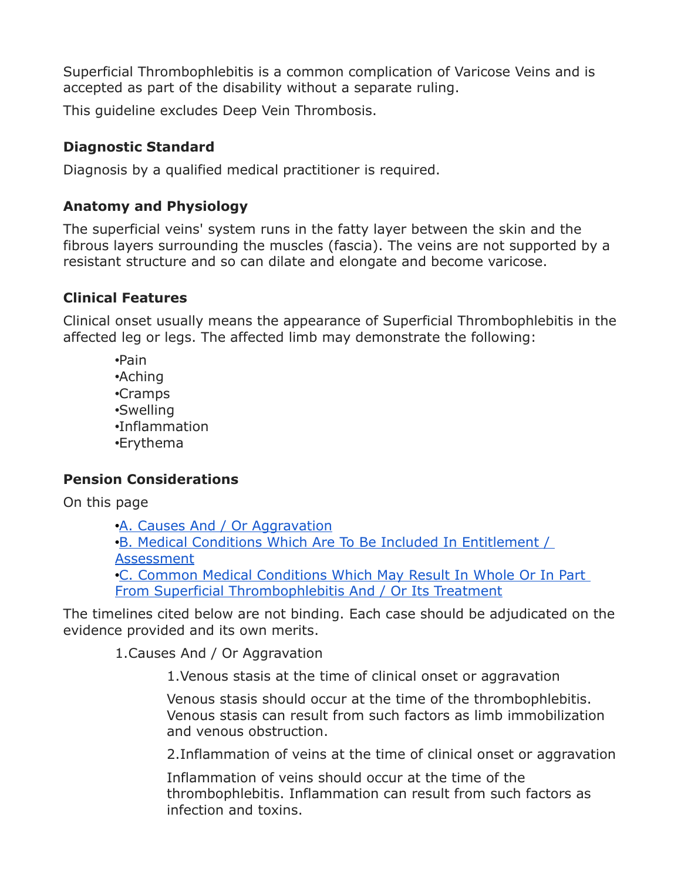Superficial Thrombophlebitis is a common complication of Varicose Veins and is accepted as part of the disability without a separate ruling.

This guideline excludes Deep Vein Thrombosis.

### Diagnostic Standard

Diagnosis by a qualified medical practitioner is required.

### Anatomy and Physiology

The superficial veins' system runs in the fatty layer between the skin and the fibrous layers surrounding the muscles (fascia). The veins are not supported by a resistant structure and so can dilate and elongate and become varicose.

### Clinical Features

Clinical onset usually means the appearance of Superficial Thrombophlebitis in the affected leg or legs. The affected limb may demonstrate the following:

- Pain
- Aching
- Cramps
- Swelling
- Inflammation
- Erythema

### Pension Considerations

On this page

- [A. Causes And / Or Aggravation]
- [B. Medical Conditions Which Are To Be Included In Entitlement / Assessment]
- [C. Common Medical Conditions Which May Result In Whole Or In Part From Superficial Thrombophlebitis And / Or Its Treatment]

The timelines cited below are not binding. Each case should be adjudicated on the evidence provided and its own merits.

1. Causes And / Or Aggravation
   1. Venous stasis at the time of clinical onset or aggravation

      Venous stasis should occur at the time of the thrombophlebitis. Venous stasis can result from such factors as limb immobilization and venous obstruction.

   2. Inflammation of veins at the time of clinical onset or aggravation

      Inflammation of veins should occur at the time of the thrombophlebitis. Inflammation can result from such factors as infection and toxins.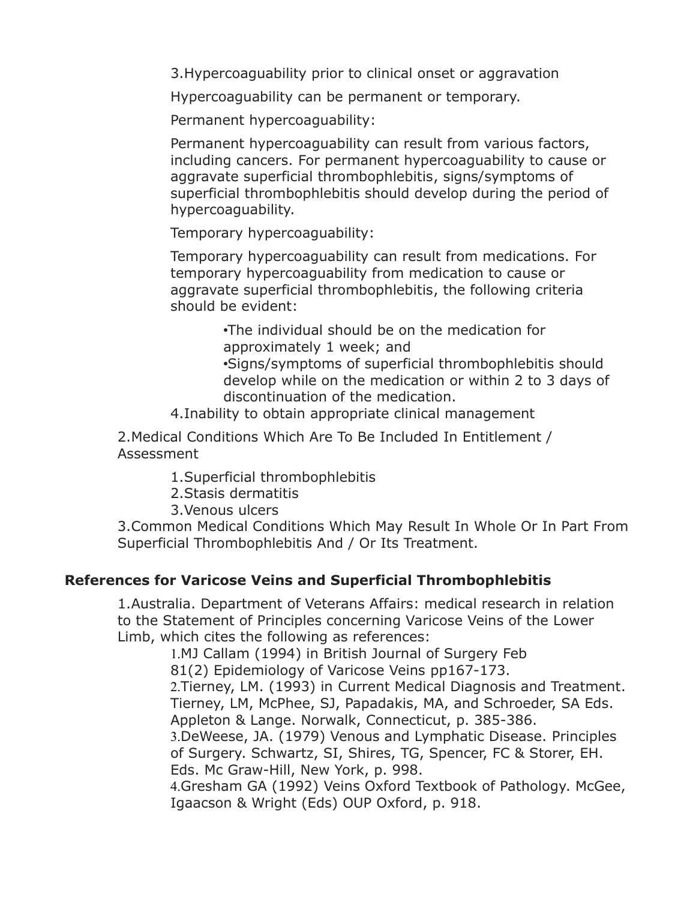3.Hypercoaguability prior to clinical onset or aggravation

Hypercoaguability can be permanent or temporary.

Permanent hypercoaguability:

Permanent hypercoaguability can result from various factors, including cancers. For permanent hypercoaguability to cause or aggravate superficial thrombophlebitis, signs/symptoms of superficial thrombophlebitis should develop during the period of hypercoaguability.

Temporary hypercoaguability:

Temporary hypercoaguability can result from medications. For temporary hypercoaguability from medication to cause or aggravate superficial thrombophlebitis, the following criteria should be evident:

- The individual should be on the medication for approximately 1 week; and
- Signs/symptoms of superficial thrombophlebitis should develop while on the medication or within 2 to 3 days of discontinuation of the medication.

4.Inability to obtain appropriate clinical management

2.Medical Conditions Which Are To Be Included In Entitlement / Assessment

1.Superficial thrombophlebitis
2.Stasis dermatitis
3.Venous ulcers

3.Common Medical Conditions Which May Result In Whole Or In Part From Superficial Thrombophlebitis And / Or Its Treatment.

## References for Varicose Veins and Superficial Thrombophlebitis

1.Australia. Department of Veterans Affairs: medical research in relation to the Statement of Principles concerning Varicose Veins of the Lower Limb, which cites the following as references:

1.MJ Callam (1994) in British Journal of Surgery Feb 81(2) Epidemiology of Varicose Veins pp167-173.
2.Tierney, LM. (1993) in Current Medical Diagnosis and Treatment. Tierney, LM, McPhee, SJ, Papadakis, MA, and Schroeder, SA Eds. Appleton & Lange. Norwalk, Connecticut, p. 385-386.
3.DeWeese, JA. (1979) Venous and Lymphatic Disease. Principles of Surgery. Schwartz, SI, Shires, TG, Spencer, FC & Storer, EH. Eds. Mc Graw-Hill, New York, p. 998.
4.Gresham GA (1992) Veins Oxford Textbook of Pathology. McGee, Igaacson & Wright (Eds) OUP Oxford, p. 918.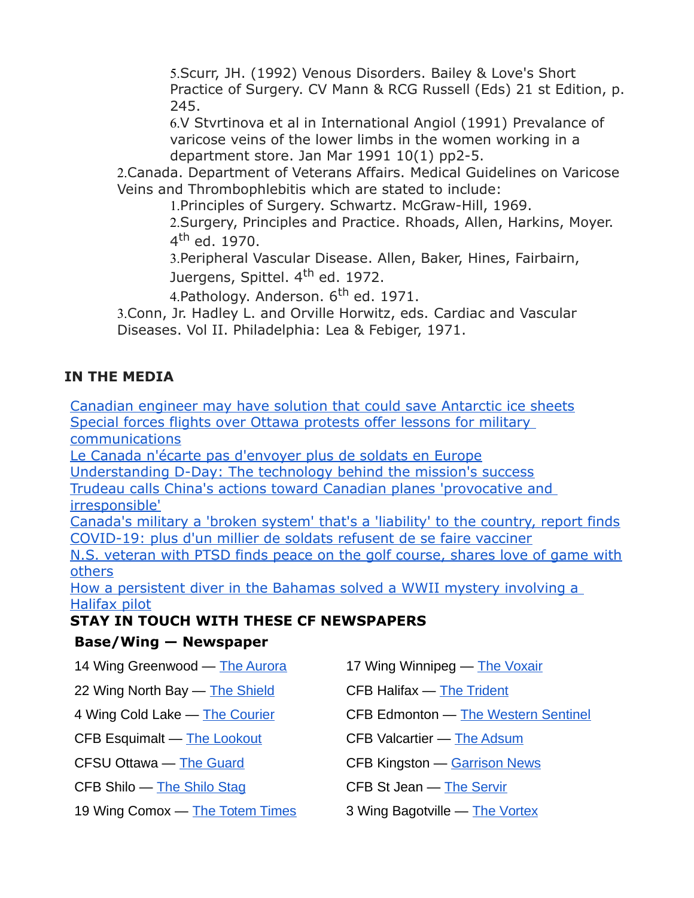5. Scurr, JH. (1992) Venous Disorders. Bailey & Love's Short Practice of Surgery. CV Mann & RCG Russell (Eds) 21 st Edition, p. 245.
   6. V Stvrtinova et al in International Angiol (1991) Prevalance of varicose veins of the lower limbs in the women working in a department store. Jan Mar 1991 10(1) pp2-5.

2. Canada. Department of Veterans Affairs. Medical Guidelines on Varicose Veins and Thrombophlebitis which are stated to include:
   1. Principles of Surgery. Schwartz. McGraw-Hill, 1969.
   2. Surgery, Principles and Practice. Rhoads, Allen, Harkins, Moyer. 4th ed. 1970.
   3. Peripheral Vascular Disease. Allen, Baker, Hines, Fairbairn, Juergens, Spittel. 4th ed. 1972.
   4. Pathology. Anderson. 6th ed. 1971.

3. Conn, Jr. Hadley L. and Orville Horwitz, eds. Cardiac and Vascular Diseases. Vol II. Philadelphia: Lea & Febiger, 1971.

## IN THE MEDIA

Canadian engineer may have solution that could save Antarctic ice sheets
Special forces flights over Ottawa protests offer lessons for military communications
Le Canada n'écarte pas d'envoyer plus de soldats en Europe
Understanding D-Day: The technology behind the mission's success
Trudeau calls China's actions toward Canadian planes 'provocative and irresponsible'
Canada's military a 'broken system' that's a 'liability' to the country, report finds
COVID-19: plus d'un millier de soldats refusent de se faire vacciner
N.S. veteran with PTSD finds peace on the golf course, shares love of game with others
How a persistent diver in the Bahamas solved a WWII mystery involving a Halifax pilot

### STAY IN TOUCH WITH THESE CF NEWSPAPERS

**Base/Wing — Newspaper**

| | |
|---|---|
| 14 Wing Greenwood — The Aurora | 17 Wing Winnipeg — The Voxair |
| 22 Wing North Bay — The Shield | CFB Halifax — The Trident |
| 4 Wing Cold Lake — The Courier | CFB Edmonton — The Western Sentinel |
| CFB Esquimalt — The Lookout | CFB Valcartier — The Adsum |
| CFSU Ottawa — The Guard | CFB Kingston — Garrison News |
| CFB Shilo — The Shilo Stag | CFB St Jean — The Servir |
| 19 Wing Comox — The Totem Times | 3 Wing Bagotville — The Vortex |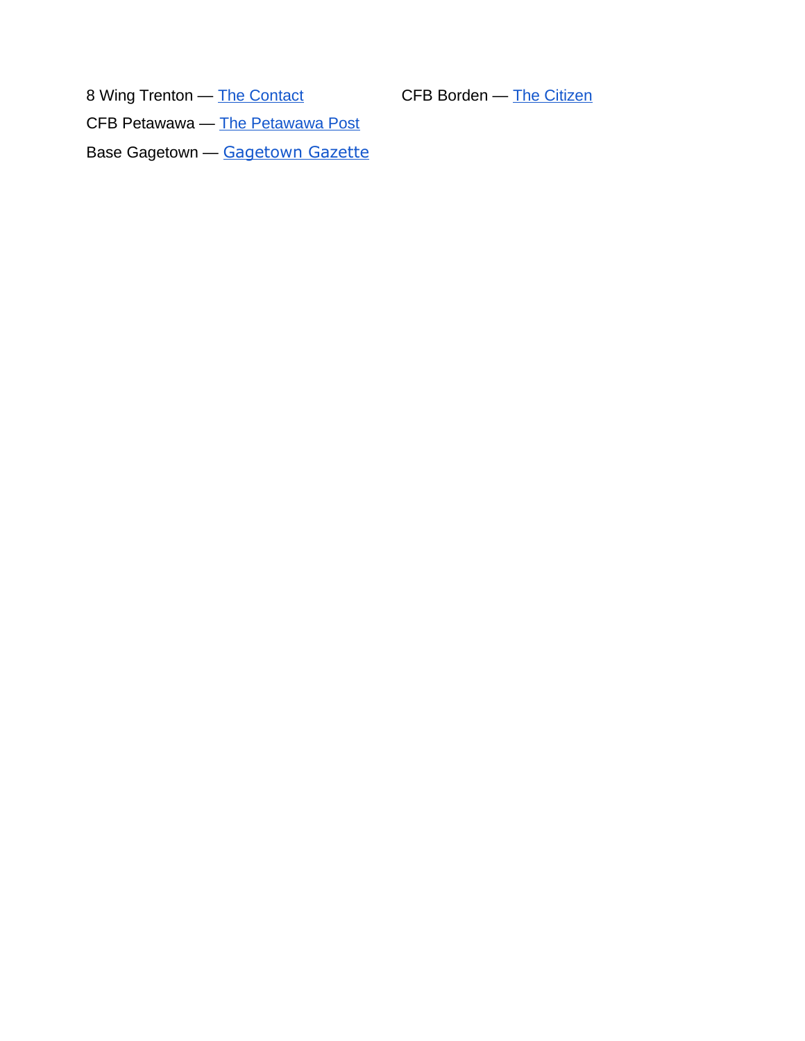8 Wing Trenton — The Contact

CFB Petawawa — The Petawawa Post

Base Gagetown — Gagetown Gazette

CFB Borden — The Citizen